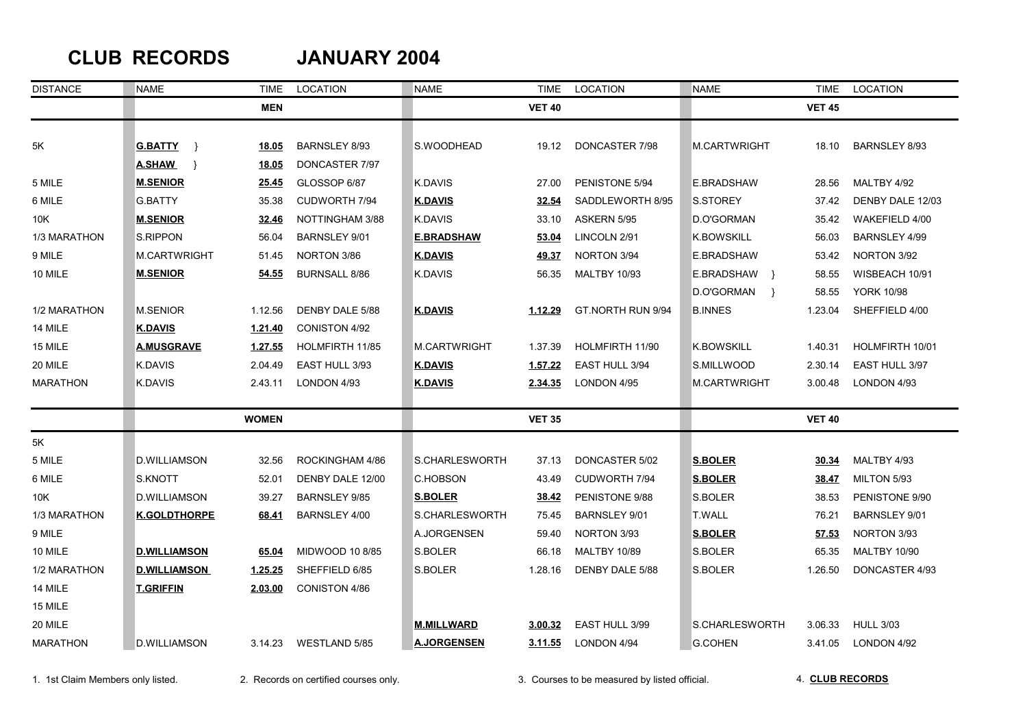# CLUB RECORDS JANUARY 2004

| DISTANCE | NAME | TIME | LOCATION | NAME | TIME | LOCATION | NAME | TIME | LOCATION |
|---|---|---|---|---|---|---|---|---|---|
| | | **MEN** | | | **VET 40** | | | **VET 45** | |
| 5K | **G.BATTY** } | **18.05** | BARNSLEY 8/93 | S.WOODHEAD | 19.12 | DONCASTER 7/98 | M.CARTWRIGHT | 18.10 | BARNSLEY 8/93 |
| | **A.SHAW** } | **18.05** | DONCASTER 7/97 | | | | | | |
| 5 MILE | **M.SENIOR** | **25.45** | GLOSSOP 6/87 | K.DAVIS | 27.00 | PENISTONE 5/94 | E.BRADSHAW | 28.56 | MALTBY 4/92 |
| 6 MILE | G.BATTY | 35.38 | CUDWORTH 7/94 | **K.DAVIS** | **32.54** | SADDLEWORTH 8/95 | S.STOREY | 37.42 | DENBY DALE 12/03 |
| 10K | **M.SENIOR** | **32.46** | NOTTINGHAM 3/88 | K.DAVIS | 33.10 | ASKERN 5/95 | D.O'GORMAN | 35.42 | WAKEFIELD 4/00 |
| 1/3 MARATHON | S.RIPPON | 56.04 | BARNSLEY 9/01 | **E.BRADSHAW** | **53.04** | LINCOLN 2/91 | K.BOWSKILL | 56.03 | BARNSLEY 4/99 |
| 9 MILE | M.CARTWRIGHT | 51.45 | NORTON 3/86 | **K.DAVIS** | **49.37** | NORTON 3/94 | E.BRADSHAW | 53.42 | NORTON 3/92 |
| 10 MILE | **M.SENIOR** | **54.55** | BURNSALL 8/86 | K.DAVIS | 56.35 | MALTBY 10/93 | E.BRADSHAW } | 58.55 | WISBEACH 10/91 |
| | | | | | | | D.O'GORMAN } | 58.55 | YORK 10/98 |
| 1/2 MARATHON | M.SENIOR | 1.12.56 | DENBY DALE 5/88 | **K.DAVIS** | **1.12.29** | GT.NORTH RUN 9/94 | B.INNES | 1.23.04 | SHEFFIELD 4/00 |
| 14 MILE | **K.DAVIS** | **1.21.40** | CONISTON 4/92 | | | | | | |
| 15 MILE | **A.MUSGRAVE** | **1.27.55** | HOLMFIRTH 11/85 | M.CARTWRIGHT | 1.37.39 | HOLMFIRTH 11/90 | K.BOWSKILL | 1.40.31 | HOLMFIRTH 10/01 |
| 20 MILE | K.DAVIS | 2.04.49 | EAST HULL 3/93 | **K.DAVIS** | **1.57.22** | EAST HULL 3/94 | S.MILLWOOD | 2.30.14 | EAST HULL 3/97 |
| MARATHON | K.DAVIS | 2.43.11 | LONDON 4/93 | **K.DAVIS** | **2.34.35** | LONDON 4/95 | M.CARTWRIGHT | 3.00.48 | LONDON 4/93 |
| | | **WOMEN** | | | **VET 35** | | | **VET 40** | |
| 5K | | | | | | | | | |
| 5 MILE | D.WILLIAMSON | 32.56 | ROCKINGHAM 4/86 | S.CHARLESWORTH | 37.13 | DONCASTER 5/02 | **S.BOLER** | **30.34** | MALTBY 4/93 |
| 6 MILE | S.KNOTT | 52.01 | DENBY DALE 12/00 | C.HOBSON | 43.49 | CUDWORTH 7/94 | **S.BOLER** | **38.47** | MILTON 5/93 |
| 10K | D.WILLIAMSON | 39.27 | BARNSLEY 9/85 | **S.BOLER** | **38.42** | PENISTONE 9/88 | S.BOLER | 38.53 | PENISTONE 9/90 |
| 1/3 MARATHON | **K.GOLDTHORPE** | **68.41** | BARNSLEY 4/00 | S.CHARLESWORTH | 75.45 | BARNSLEY 9/01 | T.WALL | 76.21 | BARNSLEY 9/01 |
| 9 MILE | | | | A.JORGENSEN | 59.40 | NORTON 3/93 | **S.BOLER** | **57.53** | NORTON 3/93 |
| 10 MILE | **D.WILLIAMSON** | **65.04** | MIDWOOD 10 8/85 | S.BOLER | 66.18 | MALTBY 10/89 | S.BOLER | 65.35 | MALTBY 10/90 |
| 1/2 MARATHON | **D.WILLIAMSON** | **1.25.25** | SHEFFIELD 6/85 | S.BOLER | 1.28.16 | DENBY DALE 5/88 | S.BOLER | 1.26.50 | DONCASTER 4/93 |
| 14 MILE | **T.GRIFFIN** | **2.03.00** | CONISTON 4/86 | | | | | | |
| 15 MILE | | | | | | | | | |
| 20 MILE | | | | **M.MILLWARD** | **3.00.32** | EAST HULL 3/99 | S.CHARLESWORTH | 3.06.33 | HULL 3/03 |
| MARATHON | D.WILLIAMSON | 3.14.23 | WESTLAND 5/85 | **A.JORGENSEN** | **3.11.55** | LONDON 4/94 | G.COHEN | 3.41.05 | LONDON 4/92 |

1. 1st Claim Members only listed.
2. Records on certified courses only.
3. Courses to be measured by listed official.
4. **CLUB RECORDS**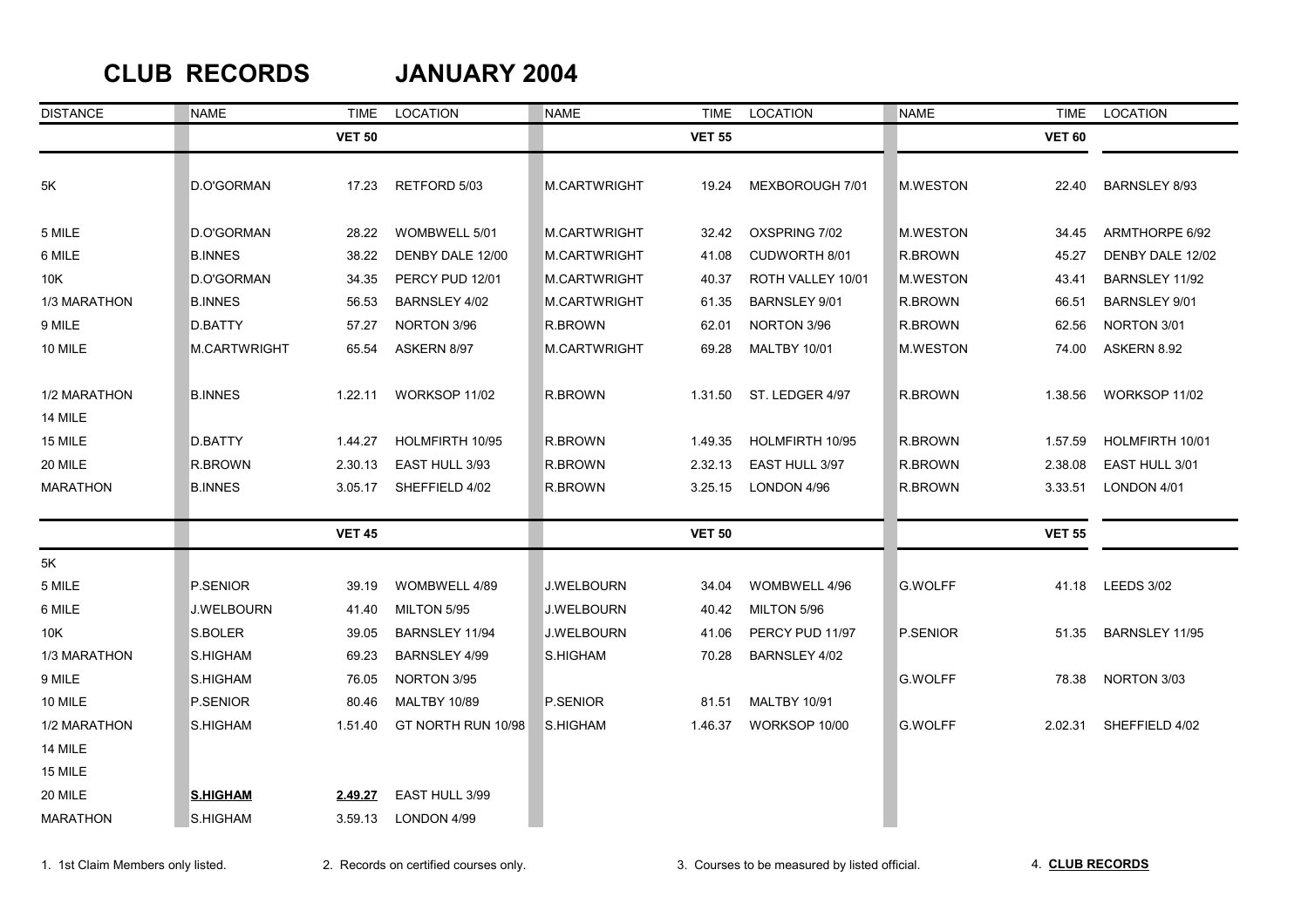# CLUB RECORDS JANUARY 2004

| DISTANCE | NAME | TIME | LOCATION | NAME | TIME | LOCATION | NAME | TIME | LOCATION |
|---|---|---|---|---|---|---|---|---|---|
| | | **VET 50** | | | **VET 55** | | | **VET 60** | |
| 5K | D.O'GORMAN | 17.23 | RETFORD 5/03 | M.CARTWRIGHT | 19.24 | MEXBOROUGH 7/01 | M.WESTON | 22.40 | BARNSLEY 8/93 |
| 5 MILE | D.O'GORMAN | 28.22 | WOMBWELL 5/01 | M.CARTWRIGHT | 32.42 | OXSPRING 7/02 | M.WESTON | 34.45 | ARMTHORPE 6/92 |
| 6 MILE | B.INNES | 38.22 | DENBY DALE 12/00 | M.CARTWRIGHT | 41.08 | CUDWORTH 8/01 | R.BROWN | 45.27 | DENBY DALE 12/02 |
| 10K | D.O'GORMAN | 34.35 | PERCY PUD 12/01 | M.CARTWRIGHT | 40.37 | ROTH VALLEY 10/01 | M.WESTON | 43.41 | BARNSLEY 11/92 |
| 1/3 MARATHON | B.INNES | 56.53 | BARNSLEY 4/02 | M.CARTWRIGHT | 61.35 | BARNSLEY 9/01 | R.BROWN | 66.51 | BARNSLEY 9/01 |
| 9 MILE | D.BATTY | 57.27 | NORTON 3/96 | R.BROWN | 62.01 | NORTON 3/96 | R.BROWN | 62.56 | NORTON 3/01 |
| 10 MILE | M.CARTWRIGHT | 65.54 | ASKERN 8/97 | M.CARTWRIGHT | 69.28 | MALTBY 10/01 | M.WESTON | 74.00 | ASKERN 8.92 |
| 1/2 MARATHON | B.INNES | 1.22.11 | WORKSOP 11/02 | R.BROWN | 1.31.50 | ST. LEDGER 4/97 | R.BROWN | 1.38.56 | WORKSOP 11/02 |
| 14 MILE | | | | | | | | | |
| 15 MILE | D.BATTY | 1.44.27 | HOLMFIRTH 10/95 | R.BROWN | 1.49.35 | HOLMFIRTH 10/95 | R.BROWN | 1.57.59 | HOLMFIRTH 10/01 |
| 20 MILE | R.BROWN | 2.30.13 | EAST HULL 3/93 | R.BROWN | 2.32.13 | EAST HULL 3/97 | R.BROWN | 2.38.08 | EAST HULL 3/01 |
| MARATHON | B.INNES | 3.05.17 | SHEFFIELD 4/02 | R.BROWN | 3.25.15 | LONDON 4/96 | R.BROWN | 3.33.51 | LONDON 4/01 |
| | | **VET 45** | | | **VET 50** | | | **VET 55** | |
| 5K | | | | | | | | | |
| 5 MILE | P.SENIOR | 39.19 | WOMBWELL 4/89 | J.WELBOURN | 34.04 | WOMBWELL 4/96 | G.WOLFF | 41.18 | LEEDS 3/02 |
| 6 MILE | J.WELBOURN | 41.40 | MILTON 5/95 | J.WELBOURN | 40.42 | MILTON 5/96 | | | |
| 10K | S.BOLER | 39.05 | BARNSLEY 11/94 | J.WELBOURN | 41.06 | PERCY PUD 11/97 | P.SENIOR | 51.35 | BARNSLEY 11/95 |
| 1/3 MARATHON | S.HIGHAM | 69.23 | BARNSLEY 4/99 | S.HIGHAM | 70.28 | BARNSLEY 4/02 | | | |
| 9 MILE | S.HIGHAM | 76.05 | NORTON 3/95 | | | | G.WOLFF | 78.38 | NORTON 3/03 |
| 10 MILE | P.SENIOR | 80.46 | MALTBY 10/89 | P.SENIOR | 81.51 | MALTBY 10/91 | | | |
| 1/2 MARATHON | S.HIGHAM | 1.51.40 | GT NORTH RUN 10/98 | S.HIGHAM | 1.46.37 | WORKSOP 10/00 | G.WOLFF | 2.02.31 | SHEFFIELD 4/02 |
| 14 MILE | | | | | | | | | |
| 15 MILE | | | | | | | | | |
| 20 MILE | **S.HIGHAM** | **2.49.27** | EAST HULL 3/99 | | | | | | |
| MARATHON | S.HIGHAM | 3.59.13 | LONDON 4/99 | | | | | | |

1. 1st Claim Members only listed. 2. Records on certified courses only. 3. Courses to be measured by listed official. 4. **CLUB RECORDS**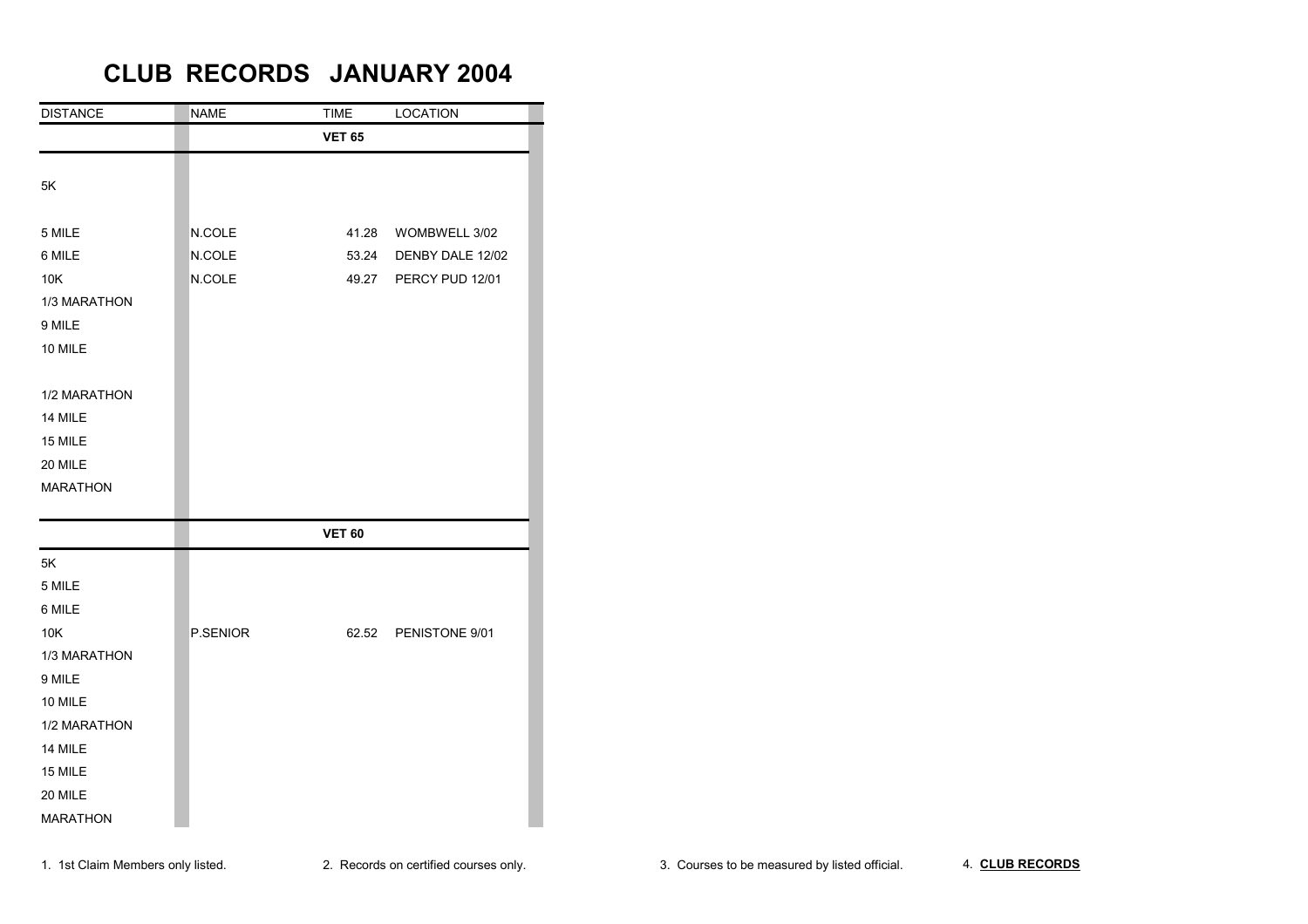# CLUB RECORDS JANUARY 2004

| DISTANCE | NAME | TIME | LOCATION |
|---|---|---|---|
| | | **VET 65** | |
| 5K | | | |
| 5 MILE | N.COLE | 41.28 | WOMBWELL 3/02 |
| 6 MILE | N.COLE | 53.24 | DENBY DALE 12/02 |
| 10K | N.COLE | 49.27 | PERCY PUD 12/01 |
| 1/3 MARATHON | | | |
| 9 MILE | | | |
| 10 MILE | | | |
| 1/2 MARATHON | | | |
| 14 MILE | | | |
| 15 MILE | | | |
| 20 MILE | | | |
| MARATHON | | | |
| | | **VET 60** | |
| 5K | | | |
| 5 MILE | | | |
| 6 MILE | | | |
| 10K | P.SENIOR | 62.52 | PENISTONE 9/01 |
| 1/3 MARATHON | | | |
| 9 MILE | | | |
| 10 MILE | | | |
| 1/2 MARATHON | | | |
| 14 MILE | | | |
| 15 MILE | | | |
| 20 MILE | | | |
| MARATHON | | | |

1. 1st Claim Members only listed.
2. Records on certified courses only.
3. Courses to be measured by listed official.
4. **CLUB RECORDS**